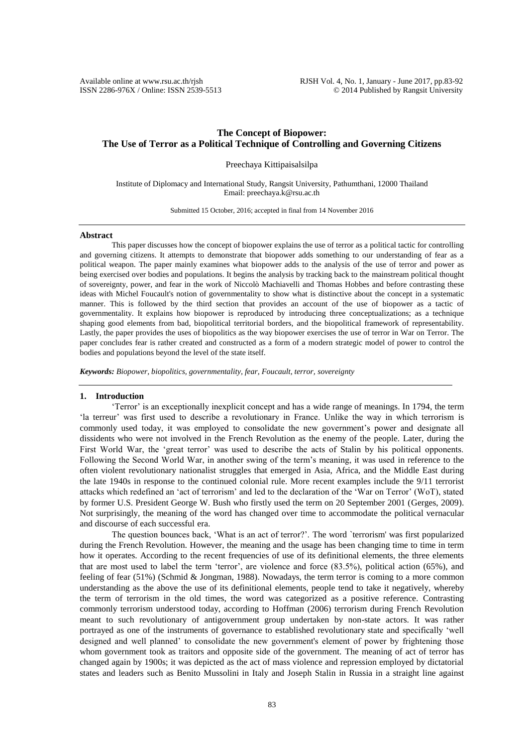# The Concept of Biopower: The Use of Terror as a Political Technique of Controlling and Governing Citizens

Preechaya Kittipaisalsilpa

Institute of Diplomacy and International Study, Rangsit University, Pathumthani, 12000 Thailand
Email: preechaya.k@rsu.ac.th

Submitted 15 October, 2016; accepted in final from 14 November 2016

## Abstract

This paper discusses how the concept of biopower explains the use of terror as a political tactic for controlling and governing citizens. It attempts to demonstrate that biopower adds something to our understanding of fear as a political weapon. The paper mainly examines what biopower adds to the analysis of the use of terror and power as being exercised over bodies and populations. It begins the analysis by tracking back to the mainstream political thought of sovereignty, power, and fear in the work of Niccolò Machiavelli and Thomas Hobbes and before contrasting these ideas with Michel Foucault's notion of governmentality to show what is distinctive about the concept in a systematic manner. This is followed by the third section that provides an account of the use of biopower as a tactic of governmentality. It explains how biopower is reproduced by introducing three conceptualizations; as a technique shaping good elements from bad, biopolitical territorial borders, and the biopolitical framework of representability. Lastly, the paper provides the uses of biopolitics as the way biopower exercises the use of terror in War on Terror. The paper concludes fear is rather created and constructed as a form of a modern strategic model of power to control the bodies and populations beyond the level of the state itself.

***Keywords:*** *Biopower, biopolitics, governmentality, fear, Foucault, terror, sovereignty*

## 1. Introduction

'Terror' is an exceptionally inexplicit concept and has a wide range of meanings. In 1794, the term 'la terreur' was first used to describe a revolutionary in France. Unlike the way in which terrorism is commonly used today, it was employed to consolidate the new government's power and designate all dissidents who were not involved in the French Revolution as the enemy of the people. Later, during the First World War, the 'great terror' was used to describe the acts of Stalin by his political opponents. Following the Second World War, in another swing of the term's meaning, it was used in reference to the often violent revolutionary nationalist struggles that emerged in Asia, Africa, and the Middle East during the late 1940s in response to the continued colonial rule. More recent examples include the 9/11 terrorist attacks which redefined an 'act of terrorism' and led to the declaration of the 'War on Terror' (WoT), stated by former U.S. President George W. Bush who firstly used the term on 20 September 2001 (Gerges, 2009). Not surprisingly, the meaning of the word has changed over time to accommodate the political vernacular and discourse of each successful era.

The question bounces back, 'What is an act of terror?'. The word `terrorism' was first popularized during the French Revolution. However, the meaning and the usage has been changing time to time in term how it operates. According to the recent frequencies of use of its definitional elements, the three elements that are most used to label the term 'terror', are violence and force (83.5%), political action (65%), and feeling of fear (51%) (Schmid & Jongman, 1988). Nowadays, the term terror is coming to a more common understanding as the above the use of its definitional elements, people tend to take it negatively, whereby the term of terrorism in the old times, the word was categorized as a positive reference. Contrasting commonly terrorism understood today, according to Hoffman (2006) terrorism during French Revolution meant to such revolutionary of antigovernment group undertaken by non-state actors. It was rather portrayed as one of the instruments of governance to established revolutionary state and specifically 'well designed and well planned' to consolidate the new government's element of power by frightening those whom government took as traitors and opposite side of the government. The meaning of act of terror has changed again by 1900s; it was depicted as the act of mass violence and repression employed by dictatorial states and leaders such as Benito Mussolini in Italy and Joseph Stalin in Russia in a straight line against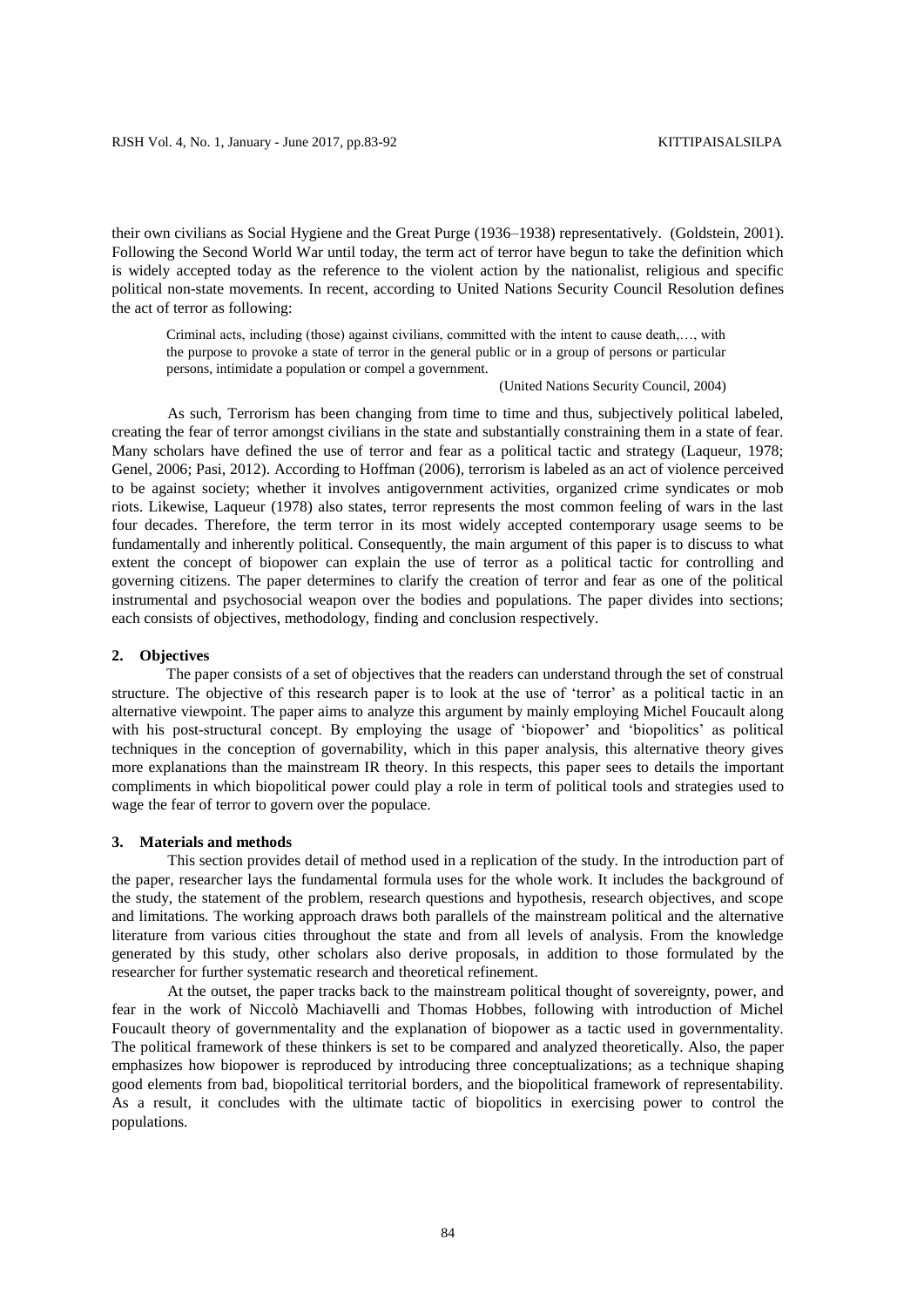their own civilians as Social Hygiene and the Great Purge (1936–1938) representatively. (Goldstein, 2001). Following the Second World War until today, the term act of terror have begun to take the definition which is widely accepted today as the reference to the violent action by the nationalist, religious and specific political non-state movements. In recent, according to United Nations Security Council Resolution defines the act of terror as following:

> Criminal acts, including (those) against civilians, committed with the intent to cause death,…, with the purpose to provoke a state of terror in the general public or in a group of persons or particular persons, intimidate a population or compel a government.
>
> (United Nations Security Council, 2004)

As such, Terrorism has been changing from time to time and thus, subjectively political labeled, creating the fear of terror amongst civilians in the state and substantially constraining them in a state of fear. Many scholars have defined the use of terror and fear as a political tactic and strategy (Laqueur, 1978; Genel, 2006; Pasi, 2012). According to Hoffman (2006), terrorism is labeled as an act of violence perceived to be against society; whether it involves antigovernment activities, organized crime syndicates or mob riots. Likewise, Laqueur (1978) also states, terror represents the most common feeling of wars in the last four decades. Therefore, the term terror in its most widely accepted contemporary usage seems to be fundamentally and inherently political. Consequently, the main argument of this paper is to discuss to what extent the concept of biopower can explain the use of terror as a political tactic for controlling and governing citizens. The paper determines to clarify the creation of terror and fear as one of the political instrumental and psychosocial weapon over the bodies and populations. The paper divides into sections; each consists of objectives, methodology, finding and conclusion respectively.

## 2. Objectives

The paper consists of a set of objectives that the readers can understand through the set of construal structure. The objective of this research paper is to look at the use of 'terror' as a political tactic in an alternative viewpoint. The paper aims to analyze this argument by mainly employing Michel Foucault along with his post-structural concept. By employing the usage of 'biopower' and 'biopolitics' as political techniques in the conception of governability, which in this paper analysis, this alternative theory gives more explanations than the mainstream IR theory. In this respects, this paper sees to details the important compliments in which biopolitical power could play a role in term of political tools and strategies used to wage the fear of terror to govern over the populace.

## 3. Materials and methods

This section provides detail of method used in a replication of the study. In the introduction part of the paper, researcher lays the fundamental formula uses for the whole work. It includes the background of the study, the statement of the problem, research questions and hypothesis, research objectives, and scope and limitations. The working approach draws both parallels of the mainstream political and the alternative literature from various cities throughout the state and from all levels of analysis. From the knowledge generated by this study, other scholars also derive proposals, in addition to those formulated by the researcher for further systematic research and theoretical refinement.

At the outset, the paper tracks back to the mainstream political thought of sovereignty, power, and fear in the work of Niccolò Machiavelli and Thomas Hobbes, following with introduction of Michel Foucault theory of governmentality and the explanation of biopower as a tactic used in governmentality. The political framework of these thinkers is set to be compared and analyzed theoretically. Also, the paper emphasizes how biopower is reproduced by introducing three conceptualizations; as a technique shaping good elements from bad, biopolitical territorial borders, and the biopolitical framework of representability. As a result, it concludes with the ultimate tactic of biopolitics in exercising power to control the populations.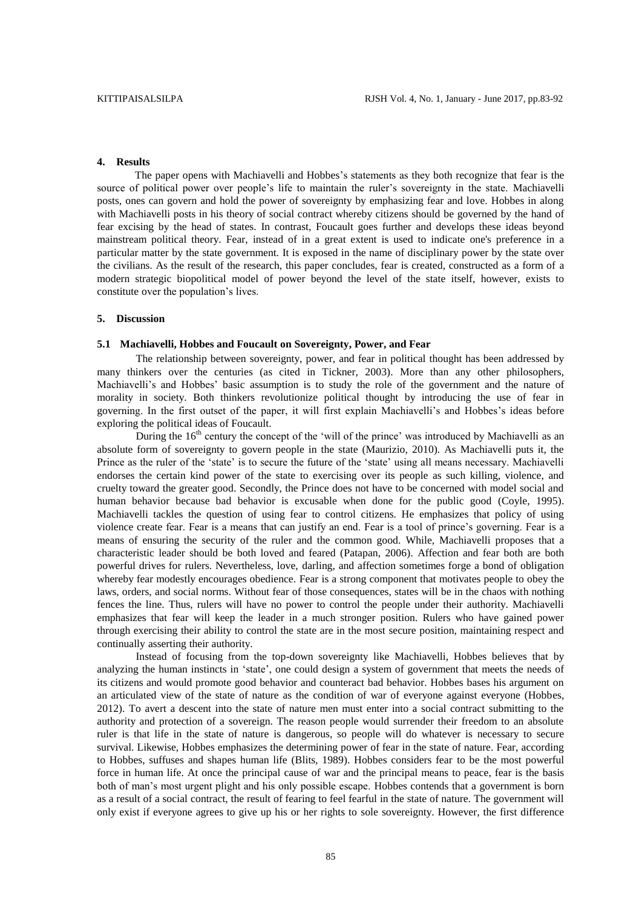## 4. Results

The paper opens with Machiavelli and Hobbes's statements as they both recognize that fear is the source of political power over people's life to maintain the ruler's sovereignty in the state. Machiavelli posts, ones can govern and hold the power of sovereignty by emphasizing fear and love. Hobbes in along with Machiavelli posts in his theory of social contract whereby citizens should be governed by the hand of fear excising by the head of states. In contrast, Foucault goes further and develops these ideas beyond mainstream political theory. Fear, instead of in a great extent is used to indicate one's preference in a particular matter by the state government. It is exposed in the name of disciplinary power by the state over the civilians. As the result of the research, this paper concludes, fear is created, constructed as a form of a modern strategic biopolitical model of power beyond the level of the state itself, however, exists to constitute over the population's lives.

## 5. Discussion

### 5.1 Machiavelli, Hobbes and Foucault on Sovereignty, Power, and Fear

The relationship between sovereignty, power, and fear in political thought has been addressed by many thinkers over the centuries (as cited in Tickner, 2003). More than any other philosophers, Machiavelli's and Hobbes' basic assumption is to study the role of the government and the nature of morality in society. Both thinkers revolutionize political thought by introducing the use of fear in governing. In the first outset of the paper, it will first explain Machiavelli's and Hobbes's ideas before exploring the political ideas of Foucault.

During the 16th century the concept of the 'will of the prince' was introduced by Machiavelli as an absolute form of sovereignty to govern people in the state (Maurizio, 2010). As Machiavelli puts it, the Prince as the ruler of the 'state' is to secure the future of the 'state' using all means necessary. Machiavelli endorses the certain kind power of the state to exercising over its people as such killing, violence, and cruelty toward the greater good. Secondly, the Prince does not have to be concerned with model social and human behavior because bad behavior is excusable when done for the public good (Coyle, 1995). Machiavelli tackles the question of using fear to control citizens. He emphasizes that policy of using violence create fear. Fear is a means that can justify an end. Fear is a tool of prince's governing. Fear is a means of ensuring the security of the ruler and the common good. While, Machiavelli proposes that a characteristic leader should be both loved and feared (Patapan, 2006). Affection and fear both are both powerful drives for rulers. Nevertheless, love, darling, and affection sometimes forge a bond of obligation whereby fear modestly encourages obedience. Fear is a strong component that motivates people to obey the laws, orders, and social norms. Without fear of those consequences, states will be in the chaos with nothing fences the line. Thus, rulers will have no power to control the people under their authority. Machiavelli emphasizes that fear will keep the leader in a much stronger position. Rulers who have gained power through exercising their ability to control the state are in the most secure position, maintaining respect and continually asserting their authority.

Instead of focusing from the top-down sovereignty like Machiavelli, Hobbes believes that by analyzing the human instincts in 'state', one could design a system of government that meets the needs of its citizens and would promote good behavior and counteract bad behavior. Hobbes bases his argument on an articulated view of the state of nature as the condition of war of everyone against everyone (Hobbes, 2012). To avert a descent into the state of nature men must enter into a social contract submitting to the authority and protection of a sovereign. The reason people would surrender their freedom to an absolute ruler is that life in the state of nature is dangerous, so people will do whatever is necessary to secure survival. Likewise, Hobbes emphasizes the determining power of fear in the state of nature. Fear, according to Hobbes, suffuses and shapes human life (Blits, 1989). Hobbes considers fear to be the most powerful force in human life. At once the principal cause of war and the principal means to peace, fear is the basis both of man's most urgent plight and his only possible escape. Hobbes contends that a government is born as a result of a social contract, the result of fearing to feel fearful in the state of nature. The government will only exist if everyone agrees to give up his or her rights to sole sovereignty. However, the first difference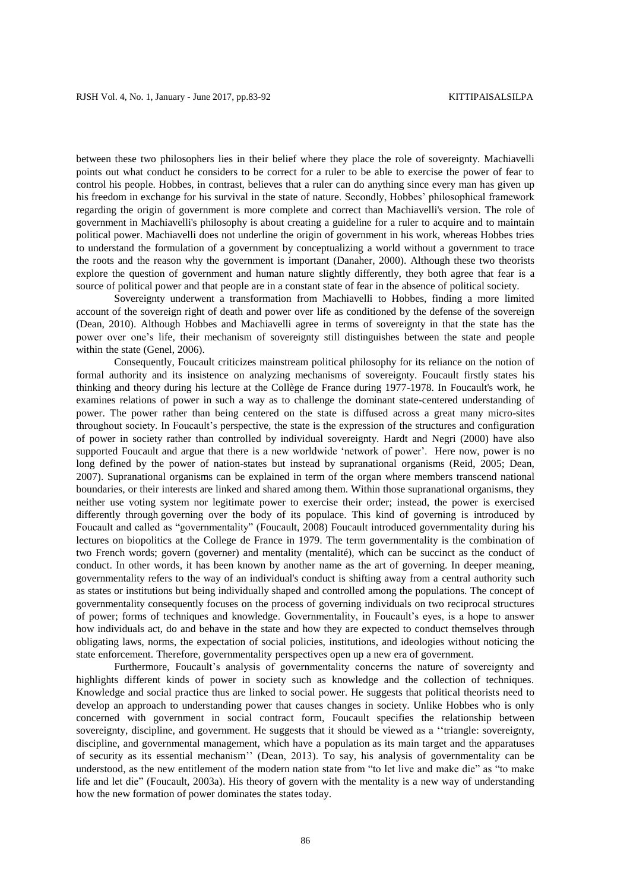between these two philosophers lies in their belief where they place the role of sovereignty. Machiavelli points out what conduct he considers to be correct for a ruler to be able to exercise the power of fear to control his people. Hobbes, in contrast, believes that a ruler can do anything since every man has given up his freedom in exchange for his survival in the state of nature. Secondly, Hobbes' philosophical framework regarding the origin of government is more complete and correct than Machiavelli's version. The role of government in Machiavelli's philosophy is about creating a guideline for a ruler to acquire and to maintain political power. Machiavelli does not underline the origin of government in his work, whereas Hobbes tries to understand the formulation of a government by conceptualizing a world without a government to trace the roots and the reason why the government is important (Danaher, 2000). Although these two theorists explore the question of government and human nature slightly differently, they both agree that fear is a source of political power and that people are in a constant state of fear in the absence of political society.

Sovereignty underwent a transformation from Machiavelli to Hobbes, finding a more limited account of the sovereign right of death and power over life as conditioned by the defense of the sovereign (Dean, 2010). Although Hobbes and Machiavelli agree in terms of sovereignty in that the state has the power over one's life, their mechanism of sovereignty still distinguishes between the state and people within the state (Genel, 2006).

Consequently, Foucault criticizes mainstream political philosophy for its reliance on the notion of formal authority and its insistence on analyzing mechanisms of sovereignty. Foucault firstly states his thinking and theory during his lecture at the Collège de France during 1977-1978. In Foucault's work, he examines relations of power in such a way as to challenge the dominant state-centered understanding of power. The power rather than being centered on the state is diffused across a great many micro-sites throughout society. In Foucault's perspective, the state is the expression of the structures and configuration of power in society rather than controlled by individual sovereignty. Hardt and Negri (2000) have also supported Foucault and argue that there is a new worldwide 'network of power'. Here now, power is no long defined by the power of nation-states but instead by supranational organisms (Reid, 2005; Dean, 2007). Supranational organisms can be explained in term of the organ where members transcend national boundaries, or their interests are linked and shared among them. Within those supranational organisms, they neither use voting system nor legitimate power to exercise their order; instead, the power is exercised differently through governing over the body of its populace. This kind of governing is introduced by Foucault and called as "governmentality" (Foucault, 2008) Foucault introduced governmentality during his lectures on biopolitics at the College de France in 1979. The term governmentality is the combination of two French words; govern (governer) and mentality (mentalité), which can be succinct as the conduct of conduct. In other words, it has been known by another name as the art of governing. In deeper meaning, governmentality refers to the way of an individual's conduct is shifting away from a central authority such as states or institutions but being individually shaped and controlled among the populations. The concept of governmentality consequently focuses on the process of governing individuals on two reciprocal structures of power; forms of techniques and knowledge. Governmentality, in Foucault's eyes, is a hope to answer how individuals act, do and behave in the state and how they are expected to conduct themselves through obligating laws, norms, the expectation of social policies, institutions, and ideologies without noticing the state enforcement. Therefore, governmentality perspectives open up a new era of government.

Furthermore, Foucault's analysis of governmentality concerns the nature of sovereignty and highlights different kinds of power in society such as knowledge and the collection of techniques. Knowledge and social practice thus are linked to social power. He suggests that political theorists need to develop an approach to understanding power that causes changes in society. Unlike Hobbes who is only concerned with government in social contract form, Foucault specifies the relationship between sovereignty, discipline, and government. He suggests that it should be viewed as a ''triangle: sovereignty, discipline, and governmental management, which have a population as its main target and the apparatuses of security as its essential mechanism'' (Dean, 2013). To say, his analysis of governmentality can be understood, as the new entitlement of the modern nation state from "to let live and make die" as "to make life and let die" (Foucault, 2003a). His theory of govern with the mentality is a new way of understanding how the new formation of power dominates the states today.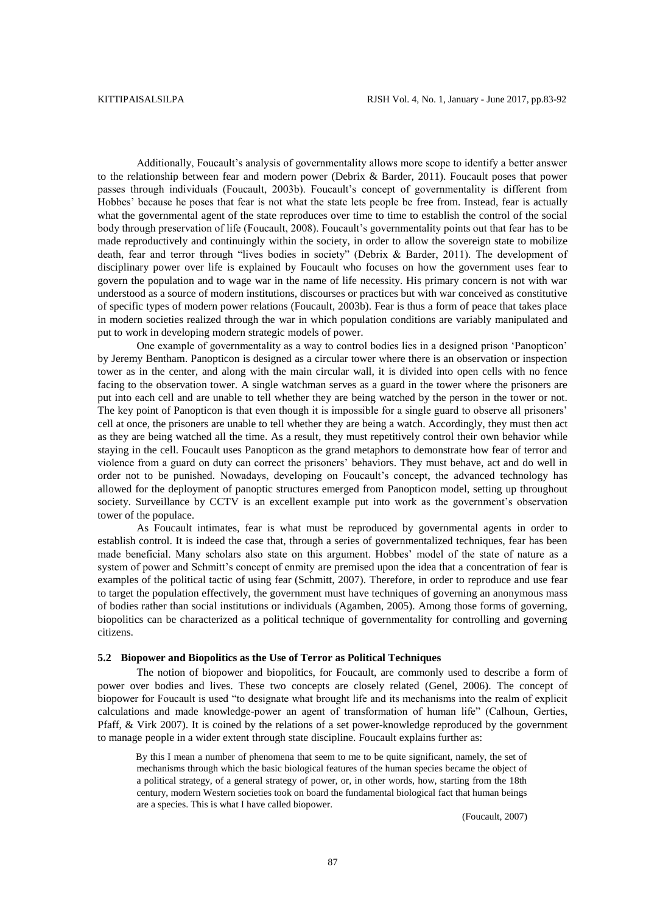Additionally, Foucault's analysis of governmentality allows more scope to identify a better answer to the relationship between fear and modern power (Debrix & Barder, 2011). Foucault poses that power passes through individuals (Foucault, 2003b). Foucault's concept of governmentality is different from Hobbes' because he poses that fear is not what the state lets people be free from. Instead, fear is actually what the governmental agent of the state reproduces over time to time to establish the control of the social body through preservation of life (Foucault, 2008). Foucault's governmentality points out that fear has to be made reproductively and continuingly within the society, in order to allow the sovereign state to mobilize death, fear and terror through "lives bodies in society" (Debrix & Barder, 2011). The development of disciplinary power over life is explained by Foucault who focuses on how the government uses fear to govern the population and to wage war in the name of life necessity. His primary concern is not with war understood as a source of modern institutions, discourses or practices but with war conceived as constitutive of specific types of modern power relations (Foucault, 2003b). Fear is thus a form of peace that takes place in modern societies realized through the war in which population conditions are variably manipulated and put to work in developing modern strategic models of power.

One example of governmentality as a way to control bodies lies in a designed prison 'Panopticon' by Jeremy Bentham. Panopticon is designed as a circular tower where there is an observation or inspection tower as in the center, and along with the main circular wall, it is divided into open cells with no fence facing to the observation tower. A single watchman serves as a guard in the tower where the prisoners are put into each cell and are unable to tell whether they are being watched by the person in the tower or not. The key point of Panopticon is that even though it is impossible for a single guard to observe all prisoners' cell at once, the prisoners are unable to tell whether they are being a watch. Accordingly, they must then act as they are being watched all the time. As a result, they must repetitively control their own behavior while staying in the cell. Foucault uses Panopticon as the grand metaphors to demonstrate how fear of terror and violence from a guard on duty can correct the prisoners' behaviors. They must behave, act and do well in order not to be punished. Nowadays, developing on Foucault's concept, the advanced technology has allowed for the deployment of panoptic structures emerged from Panopticon model, setting up throughout society. Surveillance by CCTV is an excellent example put into work as the government's observation tower of the populace.

As Foucault intimates, fear is what must be reproduced by governmental agents in order to establish control. It is indeed the case that, through a series of governmentalized techniques, fear has been made beneficial. Many scholars also state on this argument. Hobbes' model of the state of nature as a system of power and Schmitt's concept of enmity are premised upon the idea that a concentration of fear is examples of the political tactic of using fear (Schmitt, 2007). Therefore, in order to reproduce and use fear to target the population effectively, the government must have techniques of governing an anonymous mass of bodies rather than social institutions or individuals (Agamben, 2005). Among those forms of governing, biopolitics can be characterized as a political technique of governmentality for controlling and governing citizens.

### 5.2 Biopower and Biopolitics as the Use of Terror as Political Techniques

The notion of biopower and biopolitics, for Foucault, are commonly used to describe a form of power over bodies and lives. These two concepts are closely related (Genel, 2006). The concept of biopower for Foucault is used "to designate what brought life and its mechanisms into the realm of explicit calculations and made knowledge-power an agent of transformation of human life" (Calhoun, Gerties, Pfaff, & Virk 2007). It is coined by the relations of a set power-knowledge reproduced by the government to manage people in a wider extent through state discipline. Foucault explains further as:

> By this I mean a number of phenomena that seem to me to be quite significant, namely, the set of mechanisms through which the basic biological features of the human species became the object of a political strategy, of a general strategy of power, or, in other words, how, starting from the 18th century, modern Western societies took on board the fundamental biological fact that human beings are a species. This is what I have called biopower.
>
> (Foucault, 2007)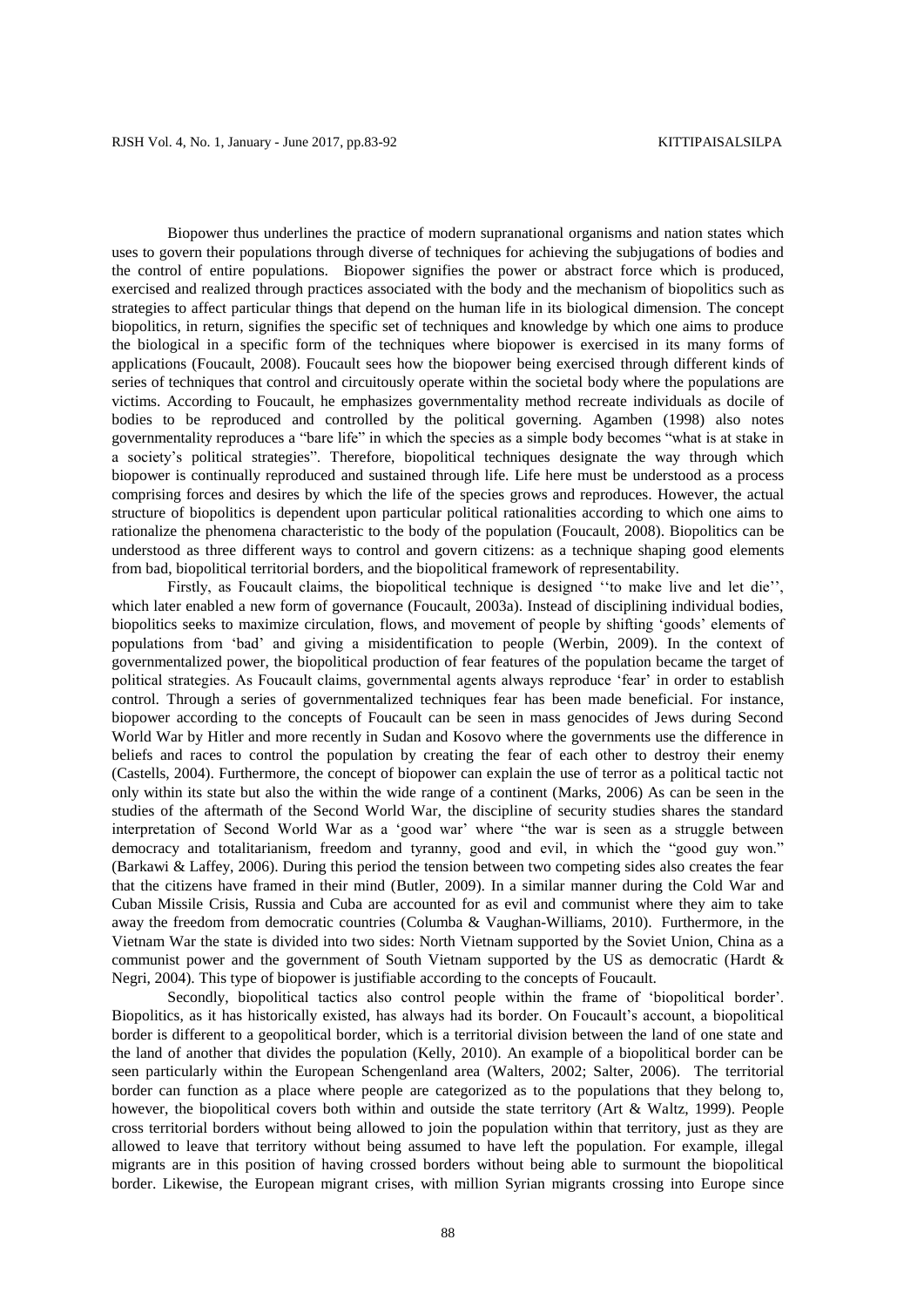Biopower thus underlines the practice of modern supranational organisms and nation states which uses to govern their populations through diverse of techniques for achieving the subjugations of bodies and the control of entire populations. Biopower signifies the power or abstract force which is produced, exercised and realized through practices associated with the body and the mechanism of biopolitics such as strategies to affect particular things that depend on the human life in its biological dimension. The concept biopolitics, in return, signifies the specific set of techniques and knowledge by which one aims to produce the biological in a specific form of the techniques where biopower is exercised in its many forms of applications (Foucault, 2008). Foucault sees how the biopower being exercised through different kinds of series of techniques that control and circuitously operate within the societal body where the populations are victims. According to Foucault, he emphasizes governmentality method recreate individuals as docile of bodies to be reproduced and controlled by the political governing. Agamben (1998) also notes governmentality reproduces a "bare life" in which the species as a simple body becomes "what is at stake in a society's political strategies". Therefore, biopolitical techniques designate the way through which biopower is continually reproduced and sustained through life. Life here must be understood as a process comprising forces and desires by which the life of the species grows and reproduces. However, the actual structure of biopolitics is dependent upon particular political rationalities according to which one aims to rationalize the phenomena characteristic to the body of the population (Foucault, 2008). Biopolitics can be understood as three different ways to control and govern citizens: as a technique shaping good elements from bad, biopolitical territorial borders, and the biopolitical framework of representability.

Firstly, as Foucault claims, the biopolitical technique is designed ''to make live and let die'', which later enabled a new form of governance (Foucault, 2003a). Instead of disciplining individual bodies, biopolitics seeks to maximize circulation, flows, and movement of people by shifting 'goods' elements of populations from 'bad' and giving a misidentification to people (Werbin, 2009). In the context of governmentalized power, the biopolitical production of fear features of the population became the target of political strategies. As Foucault claims, governmental agents always reproduce 'fear' in order to establish control. Through a series of governmentalized techniques fear has been made beneficial. For instance, biopower according to the concepts of Foucault can be seen in mass genocides of Jews during Second World War by Hitler and more recently in Sudan and Kosovo where the governments use the difference in beliefs and races to control the population by creating the fear of each other to destroy their enemy (Castells, 2004). Furthermore, the concept of biopower can explain the use of terror as a political tactic not only within its state but also the within the wide range of a continent (Marks, 2006) As can be seen in the studies of the aftermath of the Second World War, the discipline of security studies shares the standard interpretation of Second World War as a 'good war' where "the war is seen as a struggle between democracy and totalitarianism, freedom and tyranny, good and evil, in which the "good guy won." (Barkawi & Laffey, 2006). During this period the tension between two competing sides also creates the fear that the citizens have framed in their mind (Butler, 2009). In a similar manner during the Cold War and Cuban Missile Crisis, Russia and Cuba are accounted for as evil and communist where they aim to take away the freedom from democratic countries (Columba & Vaughan-Williams, 2010). Furthermore, in the Vietnam War the state is divided into two sides: North Vietnam supported by the Soviet Union, China as a communist power and the government of South Vietnam supported by the US as democratic (Hardt & Negri, 2004). This type of biopower is justifiable according to the concepts of Foucault.

Secondly, biopolitical tactics also control people within the frame of 'biopolitical border'. Biopolitics, as it has historically existed, has always had its border. On Foucault's account, a biopolitical border is different to a geopolitical border, which is a territorial division between the land of one state and the land of another that divides the population (Kelly, 2010). An example of a biopolitical border can be seen particularly within the European Schengenland area (Walters, 2002; Salter, 2006). The territorial border can function as a place where people are categorized as to the populations that they belong to, however, the biopolitical covers both within and outside the state territory (Art & Waltz, 1999). People cross territorial borders without being allowed to join the population within that territory, just as they are allowed to leave that territory without being assumed to have left the population. For example, illegal migrants are in this position of having crossed borders without being able to surmount the biopolitical border. Likewise, the European migrant crises, with million Syrian migrants crossing into Europe since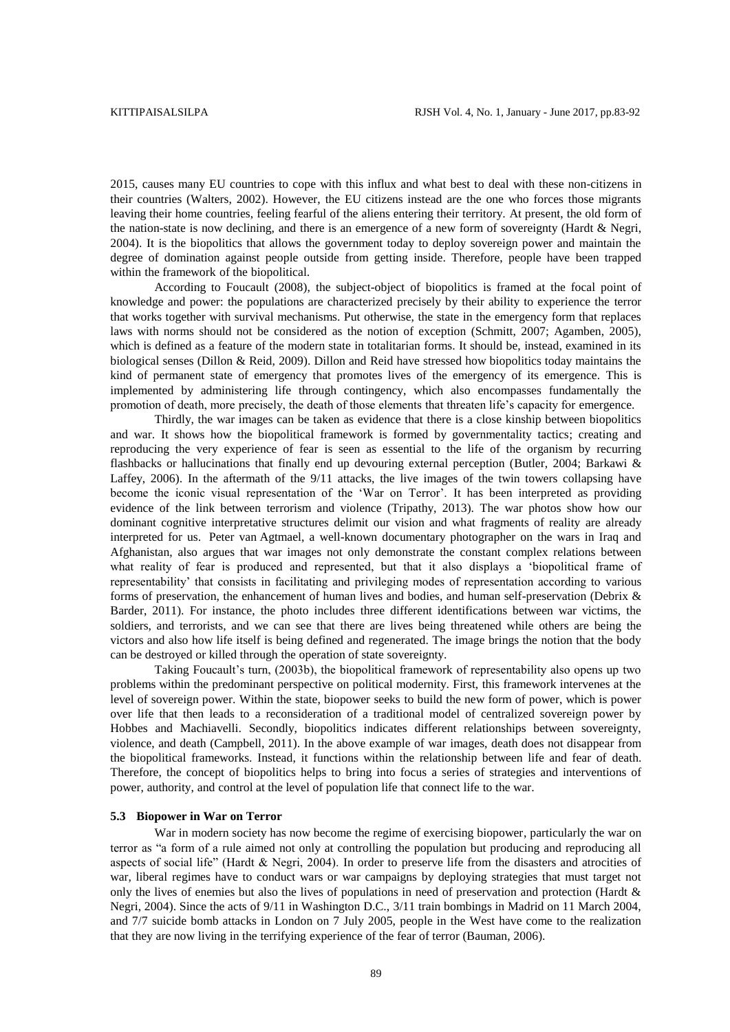2015, causes many EU countries to cope with this influx and what best to deal with these non-citizens in their countries (Walters, 2002). However, the EU citizens instead are the one who forces those migrants leaving their home countries, feeling fearful of the aliens entering their territory. At present, the old form of the nation-state is now declining, and there is an emergence of a new form of sovereignty (Hardt & Negri, 2004). It is the biopolitics that allows the government today to deploy sovereign power and maintain the degree of domination against people outside from getting inside. Therefore, people have been trapped within the framework of the biopolitical.

According to Foucault (2008), the subject-object of biopolitics is framed at the focal point of knowledge and power: the populations are characterized precisely by their ability to experience the terror that works together with survival mechanisms. Put otherwise, the state in the emergency form that replaces laws with norms should not be considered as the notion of exception (Schmitt, 2007; Agamben, 2005), which is defined as a feature of the modern state in totalitarian forms. It should be, instead, examined in its biological senses (Dillon & Reid, 2009). Dillon and Reid have stressed how biopolitics today maintains the kind of permanent state of emergency that promotes lives of the emergency of its emergence. This is implemented by administering life through contingency, which also encompasses fundamentally the promotion of death, more precisely, the death of those elements that threaten life's capacity for emergence.

Thirdly, the war images can be taken as evidence that there is a close kinship between biopolitics and war. It shows how the biopolitical framework is formed by governmentality tactics; creating and reproducing the very experience of fear is seen as essential to the life of the organism by recurring flashbacks or hallucinations that finally end up devouring external perception (Butler, 2004; Barkawi & Laffey, 2006). In the aftermath of the 9/11 attacks, the live images of the twin towers collapsing have become the iconic visual representation of the 'War on Terror'. It has been interpreted as providing evidence of the link between terrorism and violence (Tripathy, 2013). The war photos show how our dominant cognitive interpretative structures delimit our vision and what fragments of reality are already interpreted for us. Peter van Agtmael, a well-known documentary photographer on the wars in Iraq and Afghanistan, also argues that war images not only demonstrate the constant complex relations between what reality of fear is produced and represented, but that it also displays a 'biopolitical frame of representability' that consists in facilitating and privileging modes of representation according to various forms of preservation, the enhancement of human lives and bodies, and human self-preservation (Debrix & Barder, 2011). For instance, the photo includes three different identifications between war victims, the soldiers, and terrorists, and we can see that there are lives being threatened while others are being the victors and also how life itself is being defined and regenerated. The image brings the notion that the body can be destroyed or killed through the operation of state sovereignty.

Taking Foucault's turn, (2003b), the biopolitical framework of representability also opens up two problems within the predominant perspective on political modernity. First, this framework intervenes at the level of sovereign power. Within the state, biopower seeks to build the new form of power, which is power over life that then leads to a reconsideration of a traditional model of centralized sovereign power by Hobbes and Machiavelli. Secondly, biopolitics indicates different relationships between sovereignty, violence, and death (Campbell, 2011). In the above example of war images, death does not disappear from the biopolitical frameworks. Instead, it functions within the relationship between life and fear of death. Therefore, the concept of biopolitics helps to bring into focus a series of strategies and interventions of power, authority, and control at the level of population life that connect life to the war.

### 5.3 Biopower in War on Terror

War in modern society has now become the regime of exercising biopower, particularly the war on terror as "a form of a rule aimed not only at controlling the population but producing and reproducing all aspects of social life" (Hardt & Negri, 2004). In order to preserve life from the disasters and atrocities of war, liberal regimes have to conduct wars or war campaigns by deploying strategies that must target not only the lives of enemies but also the lives of populations in need of preservation and protection (Hardt & Negri, 2004). Since the acts of 9/11 in Washington D.C., 3/11 train bombings in Madrid on 11 March 2004, and 7/7 suicide bomb attacks in London on 7 July 2005, people in the West have come to the realization that they are now living in the terrifying experience of the fear of terror (Bauman, 2006).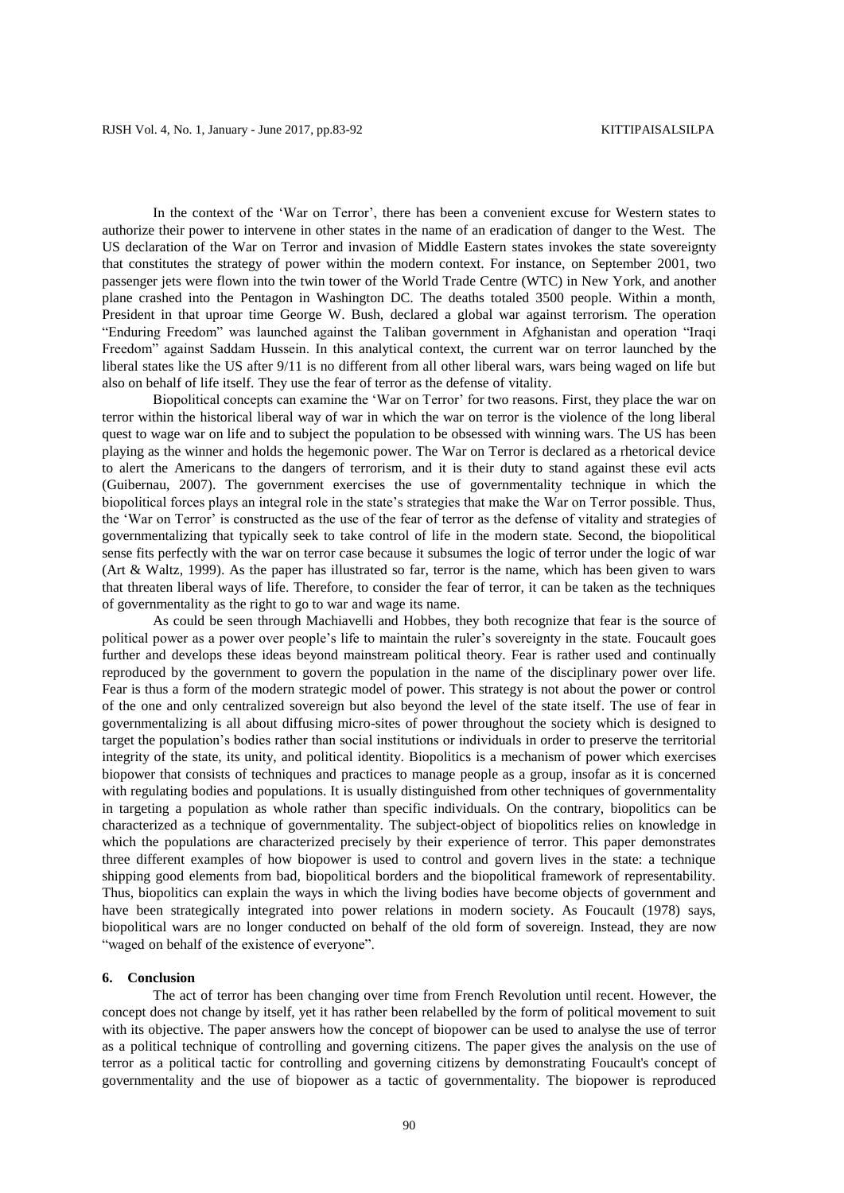In the context of the 'War on Terror', there has been a convenient excuse for Western states to authorize their power to intervene in other states in the name of an eradication of danger to the West. The US declaration of the War on Terror and invasion of Middle Eastern states invokes the state sovereignty that constitutes the strategy of power within the modern context. For instance, on September 2001, two passenger jets were flown into the twin tower of the World Trade Centre (WTC) in New York, and another plane crashed into the Pentagon in Washington DC. The deaths totaled 3500 people. Within a month, President in that uproar time George W. Bush, declared a global war against terrorism. The operation "Enduring Freedom" was launched against the Taliban government in Afghanistan and operation "Iraqi Freedom" against Saddam Hussein. In this analytical context, the current war on terror launched by the liberal states like the US after 9/11 is no different from all other liberal wars, wars being waged on life but also on behalf of life itself. They use the fear of terror as the defense of vitality.

Biopolitical concepts can examine the 'War on Terror' for two reasons. First, they place the war on terror within the historical liberal way of war in which the war on terror is the violence of the long liberal quest to wage war on life and to subject the population to be obsessed with winning wars. The US has been playing as the winner and holds the hegemonic power. The War on Terror is declared as a rhetorical device to alert the Americans to the dangers of terrorism, and it is their duty to stand against these evil acts (Guibernau, 2007). The government exercises the use of governmentality technique in which the biopolitical forces plays an integral role in the state's strategies that make the War on Terror possible. Thus, the 'War on Terror' is constructed as the use of the fear of terror as the defense of vitality and strategies of governmentalizing that typically seek to take control of life in the modern state. Second, the biopolitical sense fits perfectly with the war on terror case because it subsumes the logic of terror under the logic of war (Art & Waltz, 1999). As the paper has illustrated so far, terror is the name, which has been given to wars that threaten liberal ways of life. Therefore, to consider the fear of terror, it can be taken as the techniques of governmentality as the right to go to war and wage its name.

As could be seen through Machiavelli and Hobbes, they both recognize that fear is the source of political power as a power over people's life to maintain the ruler's sovereignty in the state. Foucault goes further and develops these ideas beyond mainstream political theory. Fear is rather used and continually reproduced by the government to govern the population in the name of the disciplinary power over life. Fear is thus a form of the modern strategic model of power. This strategy is not about the power or control of the one and only centralized sovereign but also beyond the level of the state itself. The use of fear in governmentalizing is all about diffusing micro-sites of power throughout the society which is designed to target the population's bodies rather than social institutions or individuals in order to preserve the territorial integrity of the state, its unity, and political identity. Biopolitics is a mechanism of power which exercises biopower that consists of techniques and practices to manage people as a group, insofar as it is concerned with regulating bodies and populations. It is usually distinguished from other techniques of governmentality in targeting a population as whole rather than specific individuals. On the contrary, biopolitics can be characterized as a technique of governmentality. The subject-object of biopolitics relies on knowledge in which the populations are characterized precisely by their experience of terror. This paper demonstrates three different examples of how biopower is used to control and govern lives in the state: a technique shipping good elements from bad, biopolitical borders and the biopolitical framework of representability. Thus, biopolitics can explain the ways in which the living bodies have become objects of government and have been strategically integrated into power relations in modern society. As Foucault (1978) says, biopolitical wars are no longer conducted on behalf of the old form of sovereign. Instead, they are now "waged on behalf of the existence of everyone".

## 6. Conclusion

The act of terror has been changing over time from French Revolution until recent. However, the concept does not change by itself, yet it has rather been relabelled by the form of political movement to suit with its objective. The paper answers how the concept of biopower can be used to analyse the use of terror as a political technique of controlling and governing citizens. The paper gives the analysis on the use of terror as a political tactic for controlling and governing citizens by demonstrating Foucault's concept of governmentality and the use of biopower as a tactic of governmentality. The biopower is reproduced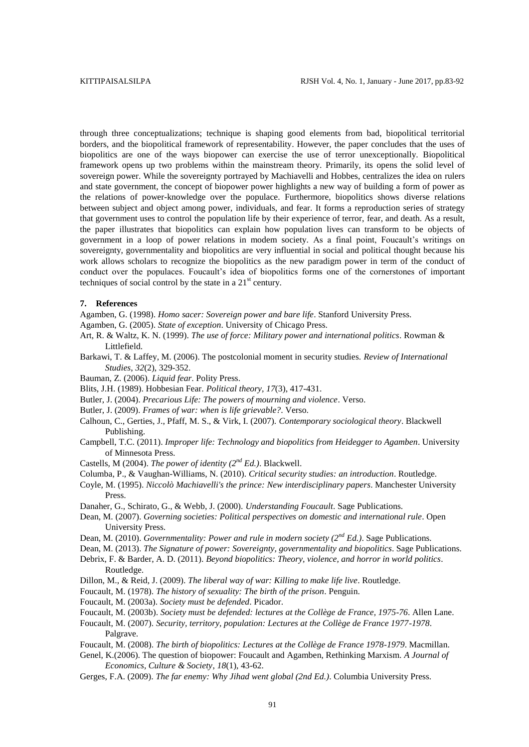through three conceptualizations; technique is shaping good elements from bad, biopolitical territorial borders, and the biopolitical framework of representability. However, the paper concludes that the uses of biopolitics are one of the ways biopower can exercise the use of terror unexceptionally. Biopolitical framework opens up two problems within the mainstream theory. Primarily, its opens the solid level of sovereign power. While the sovereignty portrayed by Machiavelli and Hobbes, centralizes the idea on rulers and state government, the concept of biopower power highlights a new way of building a form of power as the relations of power-knowledge over the populace. Furthermore, biopolitics shows diverse relations between subject and object among power, individuals, and fear. It forms a reproduction series of strategy that government uses to control the population life by their experience of terror, fear, and death. As a result, the paper illustrates that biopolitics can explain how population lives can transform to be objects of government in a loop of power relations in modem society. As a final point, Foucault's writings on sovereignty, governmentality and biopolitics are very influential in social and political thought because his work allows scholars to recognize the biopolitics as the new paradigm power in term of the conduct of conduct over the populaces. Foucault's idea of biopolitics forms one of the cornerstones of important techniques of social control by the state in a 21st century.

## 7. References

Agamben, G. (1998). *Homo sacer: Sovereign power and bare life*. Stanford University Press.

Agamben, G. (2005). *State of exception*. University of Chicago Press.

Art, R. & Waltz, K. N. (1999). *The use of force: Military power and international politics*. Rowman & Littlefield.

Barkawi, T. & Laffey, M. (2006). The postcolonial moment in security studies. *Review of International Studies*, *32*(2), 329-352.

Bauman, Z. (2006). *Liquid fear*. Polity Press.

Blits, J.H. (1989). Hobbesian Fear. *Political theory*, *17*(3), 417-431.

Butler, J. (2004). *Precarious Life: The powers of mourning and violence*. Verso.

Butler, J. (2009). *Frames of war: when is life grievable?*. Verso.

Calhoun, C., Gerties, J., Pfaff, M. S., & Virk, I. (2007). *Contemporary sociological theory*. Blackwell Publishing.

Campbell, T.C. (2011). *Improper life: Technology and biopolitics from Heidegger to Agamben*. University of Minnesota Press.

Castells, M (2004). *The power of identity (2nd Ed.)*. Blackwell.

Columba, P., & Vaughan-Williams, N. (2010). *Critical security studies: an introduction*. Routledge.

Coyle, M. (1995). *Niccolò Machiavelli's the prince: New interdisciplinary papers*. Manchester University Press.

Danaher, G., Schirato, G., & Webb, J. (2000). *Understanding Foucault*. Sage Publications.

Dean, M. (2007). *Governing societies: Political perspectives on domestic and international rule*. Open University Press.

Dean, M. (2010). *Governmentality: Power and rule in modern society (2nd Ed.)*. Sage Publications.

Dean, M. (2013). *The Signature of power: Sovereignty, governmentality and biopolitics*. Sage Publications.

Debrix, F. & Barder, A. D. (2011). *Beyond biopolitics: Theory, violence, and horror in world politics*. Routledge.

Dillon, M., & Reid, J. (2009). *The liberal way of war: Killing to make life live*. Routledge.

Foucault, M. (1978). *The history of sexuality: The birth of the prison*. Penguin.

Foucault, M. (2003a). *Society must be defended*. Picador.

Foucault, M. (2003b). *Society must be defended: lectures at the Collège de France, 1975-76*. Allen Lane.

Foucault, M. (2007). *Security, territory, population: Lectures at the Collège de France 1977-1978*. Palgrave.

Foucault, M. (2008). *The birth of biopolitics: Lectures at the Collège de France 1978-1979*. Macmillan.

Genel, K.(2006). The question of biopower: Foucault and Agamben, Rethinking Marxism. *A Journal of Economics, Culture & Society*, *18*(1), 43-62.

Gerges, F.A. (2009). *The far enemy: Why Jihad went global (2nd Ed.)*. Columbia University Press.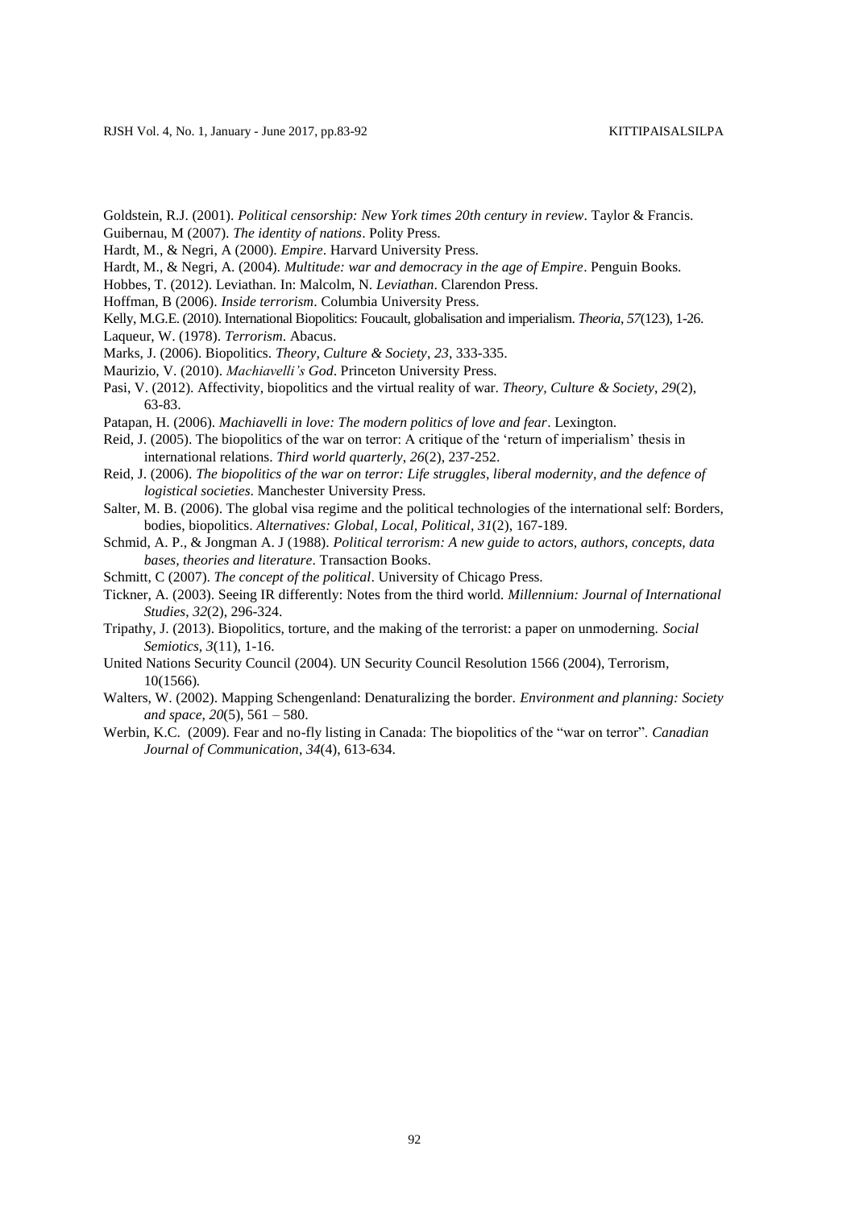Goldstein, R.J. (2001). *Political censorship: New York times 20th century in review*. Taylor & Francis.

Guibernau, M (2007). *The identity of nations*. Polity Press.

Hardt, M., & Negri, A (2000). *Empire*. Harvard University Press.

Hardt, M., & Negri, A. (2004). *Multitude: war and democracy in the age of Empire*. Penguin Books.

Hobbes, T. (2012). Leviathan. In: Malcolm, N. *Leviathan*. Clarendon Press.

Hoffman, B (2006). *Inside terrorism*. Columbia University Press.

Kelly, M.G.E. (2010). International Biopolitics: Foucault, globalisation and imperialism. *Theoria*, *57*(123), 1-26.

Laqueur, W. (1978). *Terrorism*. Abacus.

Marks, J. (2006). Biopolitics. *Theory, Culture & Society*, *23*, 333-335.

Maurizio, V. (2010). *Machiavelli's God*. Princeton University Press.

Pasi, V. (2012). Affectivity, biopolitics and the virtual reality of war. *Theory, Culture & Society*, *29*(2), 63-83.

Patapan, H. (2006). *Machiavelli in love: The modern politics of love and fear*. Lexington.

Reid, J. (2005). The biopolitics of the war on terror: A critique of the 'return of imperialism' thesis in international relations. *Third world quarterly*, *26*(2), 237-252.

Reid, J. (2006). *The biopolitics of the war on terror: Life struggles, liberal modernity, and the defence of logistical societies*. Manchester University Press.

Salter, M. B. (2006). The global visa regime and the political technologies of the international self: Borders, bodies, biopolitics. *Alternatives: Global, Local, Political*, *31*(2), 167-189.

Schmid, A. P., & Jongman A. J (1988). *Political terrorism: A new guide to actors, authors, concepts, data bases, theories and literature*. Transaction Books.

Schmitt, C (2007). *The concept of the political*. University of Chicago Press.

Tickner, A. (2003). Seeing IR differently: Notes from the third world. *Millennium: Journal of International Studies*, *32*(2), 296-324.

Tripathy, J. (2013). Biopolitics, torture, and the making of the terrorist: a paper on unmoderning. *Social Semiotics*, *3*(11), 1-16.

United Nations Security Council (2004). UN Security Council Resolution 1566 (2004), Terrorism, 10(1566).

Walters, W. (2002). Mapping Schengenland: Denaturalizing the border. *Environment and planning: Society and space*, *20*(5), 561 – 580.

Werbin, K.C. (2009). Fear and no-fly listing in Canada: The biopolitics of the "war on terror". *Canadian Journal of Communication*, *34*(4), 613-634.